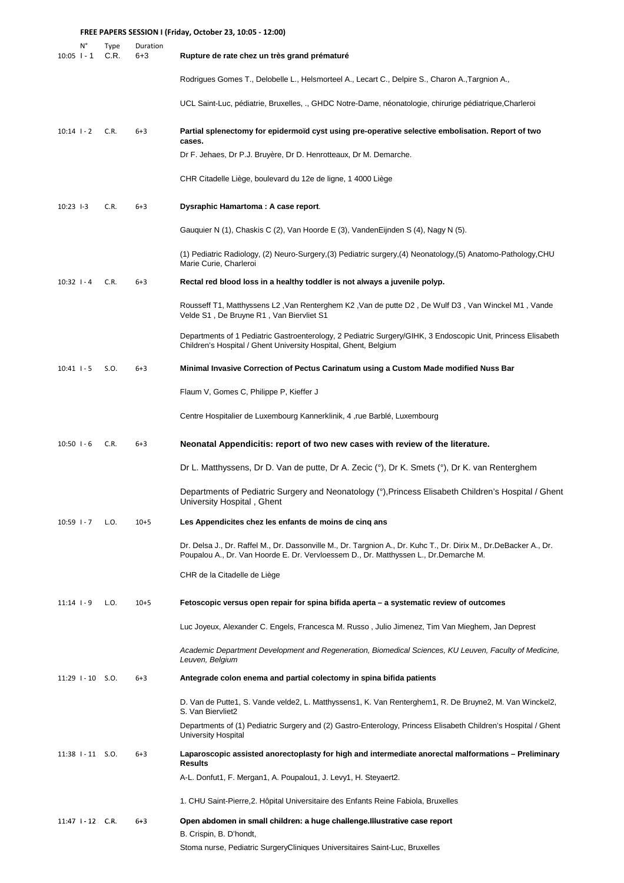**FREE PAPERS SESSION I (Friday, October 23, 10:05 - 12:00)**

| | N° | Type | Duration | |
|---|---|---|---|---|
| 10:05 | I - 1 | C.R. | 6+3 | **Rupture de rate chez un très grand prématuré**<br>Rodrigues Gomes T., Delobelle L., Helsmorteel A., Lecart C., Delpire S., Charon A.,Targnion A.,<br>UCL Saint-Luc, pédiatrie, Bruxelles, ., GHDC Notre-Dame, néonatologie, chirurige pédiatrique,Charleroi |
| 10:14 | I - 2 | C.R. | 6+3 | **Partial splenectomy for epidermoïd cyst using pre-operative selective embolisation. Report of two cases.**<br>Dr F. Jehaes, Dr P.J. Bruyère, Dr D. Henrotteaux, Dr M. Demarche.<br>CHR Citadelle Liège, boulevard du 12e de ligne, 1 4000 Liège |
| 10:23 | I-3 | C.R. | 6+3 | **Dysraphic Hamartoma : A case report**.<br>Gauquier N (1), Chaskis C (2), Van Hoorde E (3), VandenEijnden S (4), Nagy N (5).<br>(1) Pediatric Radiology, (2) Neuro-Surgery,(3) Pediatric surgery,(4) Neonatology,(5) Anatomo-Pathology,CHU Marie Curie, Charleroi |
| 10:32 | I - 4 | C.R. | 6+3 | **Rectal red blood loss in a healthy toddler is not always a juvenile polyp.**<br>Rousseff T1, Matthyssens L2 ,Van Renterghem K2 ,Van de putte D2 , De Wulf D3 , Van Winckel M1 , Vande Velde S1 , De Bruyne R1 , Van Biervliet S1<br>Departments of 1 Pediatric Gastroenterology, 2 Pediatric Surgery/GIHK, 3 Endoscopic Unit, Princess Elisabeth Children's Hospital / Ghent University Hospital, Ghent, Belgium |
| 10:41 | I - 5 | S.O. | 6+3 | **Minimal Invasive Correction of Pectus Carinatum using a Custom Made modified Nuss Bar**<br>Flaum V, Gomes C, Philippe P, Kieffer J<br>Centre Hospitalier de Luxembourg Kannerklinik, 4 ,rue Barblé, Luxembourg |
| 10:50 | I - 6 | C.R. | 6+3 | **Neonatal Appendicitis: report of two new cases with review of the literature.**<br>Dr L. Matthyssens, Dr D. Van de putte, Dr A. Zecic (°), Dr K. Smets (°), Dr K. van Renterghem<br>Departments of Pediatric Surgery and Neonatology (°),Princess Elisabeth Children's Hospital / Ghent University Hospital , Ghent |
| 10:59 | I - 7 | L.O. | 10+5 | **Les Appendicites chez les enfants de moins de cinq ans**<br>Dr. Delsa J., Dr. Raffel M., Dr. Dassonville M., Dr. Targnion A., Dr. Kuhc T., Dr. Dirix M., Dr.DeBacker A., Dr. Poupalou A., Dr. Van Hoorde E. Dr. Vervloessem D., Dr. Matthyssen L., Dr.Demarche M.<br>CHR de la Citadelle de Liège |
| 11:14 | I - 9 | L.O. | 10+5 | **Fetoscopic versus open repair for spina bifida aperta – a systematic review of outcomes**<br>Luc Joyeux, Alexander C. Engels, Francesca M. Russo , Julio Jimenez, Tim Van Mieghem, Jan Deprest<br>*Academic Department Development and Regeneration, Biomedical Sciences, KU Leuven, Faculty of Medicine, Leuven, Belgium* |
| 11:29 | I - 10 | S.O. | 6+3 | **Antegrade colon enema and partial colectomy in spina bifida patients**<br>D. Van de Putte1, S. Vande velde2, L. Matthyssens1, K. Van Renterghem1, R. De Bruyne2, M. Van Winckel2, S. Van Biervliet2<br>Departments of (1) Pediatric Surgery and (2) Gastro-Enterology, Princess Elisabeth Children's Hospital / Ghent University Hospital |
| 11:38 | I - 11 | S.O. | 6+3 | **Laparoscopic assisted anorectoplasty for high and intermediate anorectal malformations – Preliminary Results**<br>A-L. Donfut1, F. Mergan1, A. Poupalou1, J. Levy1, H. Steyaert2.<br>1. CHU Saint-Pierre,2. Hôpital Universitaire des Enfants Reine Fabiola, Bruxelles |
| 11:47 | I - 12 | C.R. | 6+3 | **Open abdomen in small children: a huge challenge.Illustrative case report**<br>B. Crispin, B. D'hondt,<br>Stoma nurse, Pediatric SurgeryCliniques Universitaires Saint-Luc, Bruxelles |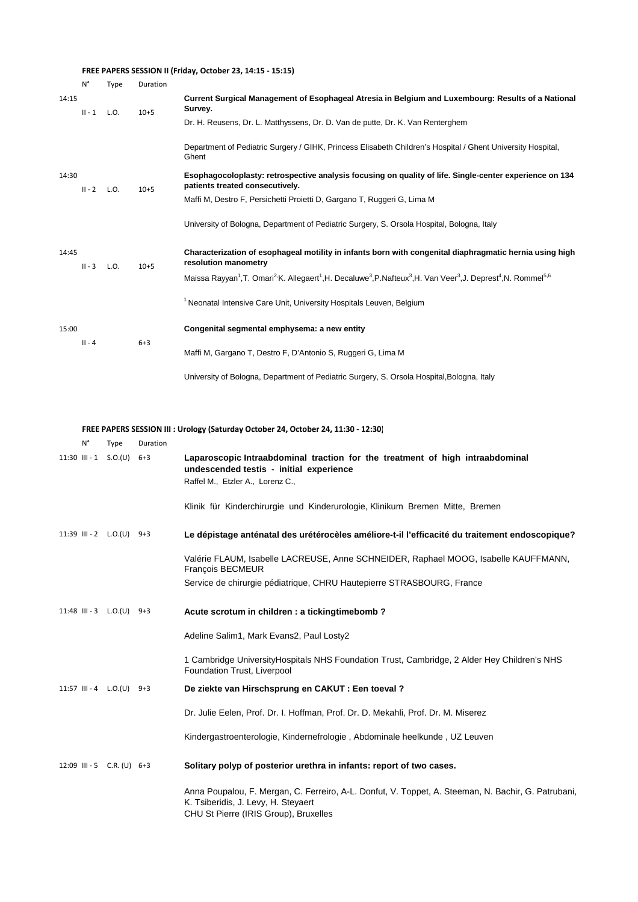## FREE PAPERS SESSION II (Friday, October 23, 14:15 - 15:15)

| | N° | Type | Duration | |
|---|---|---|---|---|
| 14:15 | II - 1 | L.O. | 10+5 | **Current Surgical Management of Esophageal Atresia in Belgium and Luxembourg: Results of a National Survey.**<br>Dr. H. Reusens, Dr. L. Matthyssens, Dr. D. Van de putte, Dr. K. Van Renterghem<br>Department of Pediatric Surgery / GIHK, Princess Elisabeth Children's Hospital / Ghent University Hospital, Ghent |
| 14:30 | II - 2 | L.O. | 10+5 | **Esophagocoloplasty: retrospective analysis focusing on quality of life. Single-center experience on 134 patients treated consecutively.**<br>Maffi M, Destro F, Persichetti Proietti D, Gargano T, Ruggeri G, Lima M<br>University of Bologna, Department of Pediatric Surgery, S. Orsola Hospital, Bologna, Italy |
| 14:45 | II - 3 | L.O. | 10+5 | **Characterization of esophageal motility in infants born with congenital diaphragmatic hernia using high resolution manometry**<br>Maissa Rayyan[1],T. Omari[2],K. Allegaert[1],H. Decaluwe[3],P.Nafteux[3],H. Van Veer[3],J. Deprest[4],N. Rommel[5,6]<br>[1] Neonatal Intensive Care Unit, University Hospitals Leuven, Belgium |
| 15:00 | II - 4 | | 6+3 | **Congenital segmental emphysema: a new entity**<br>Maffi M, Gargano T, Destro F, D'Antonio S, Ruggeri G, Lima M<br>University of Bologna, Department of Pediatric Surgery, S. Orsola Hospital,Bologna, Italy |

## FREE PAPERS SESSION III : Urology (Saturday October 24, October 24, 11:30 - 12:30]

| | N° | Type | Duration | |
|---|---|---|---|---|
| 11:30 | III - 1 | S.O.(U) | 6+3 | **Laparoscopic Intraabdominal traction for the treatment of high intraabdominal undescended testis - initial experience**<br>Raffel M., Etzler A., Lorenz C.,<br>Klinik für Kinderchirurgie und Kinderurologie, Klinikum Bremen Mitte, Bremen |
| 11:39 | III - 2 | L.O.(U) | 9+3 | **Le dépistage anténatal des urétérocèles améliore-t-il l'efficacité du traitement endoscopique?**<br>Valérie FLAUM, Isabelle LACREUSE, Anne SCHNEIDER, Raphael MOOG, Isabelle KAUFFMANN, François BECMEUR<br>Service de chirurgie pédiatrique, CHRU Hautepierre STRASBOURG, France |
| 11:48 | III - 3 | L.O.(U) | 9+3 | **Acute scrotum in children : a tickingtimebomb ?**<br>Adeline Salim1, Mark Evans2, Paul Losty2<br>1 Cambridge UniversityHospitals NHS Foundation Trust, Cambridge, 2 Alder Hey Children's NHS Foundation Trust, Liverpool |
| 11:57 | III - 4 | L.O.(U) | 9+3 | **De ziekte van Hirschsprung en CAKUT : Een toeval ?**<br>Dr. Julie Eelen, Prof. Dr. I. Hoffman, Prof. Dr. D. Mekahli, Prof. Dr. M. Miserez<br>Kindergastroenterologie, Kindernefrologie , Abdominale heelkunde , UZ Leuven |
| 12:09 | III - 5 | C.R. (U) | 6+3 | **Solitary polyp of posterior urethra in infants: report of two cases.**<br>Anna Poupalou, F. Mergan, C. Ferreiro, A-L. Donfut, V. Toppet, A. Steeman, N. Bachir, G. Patrubani, K. Tsiberidis, J. Levy, H. Steyaert<br>CHU St Pierre (IRIS Group), Bruxelles |